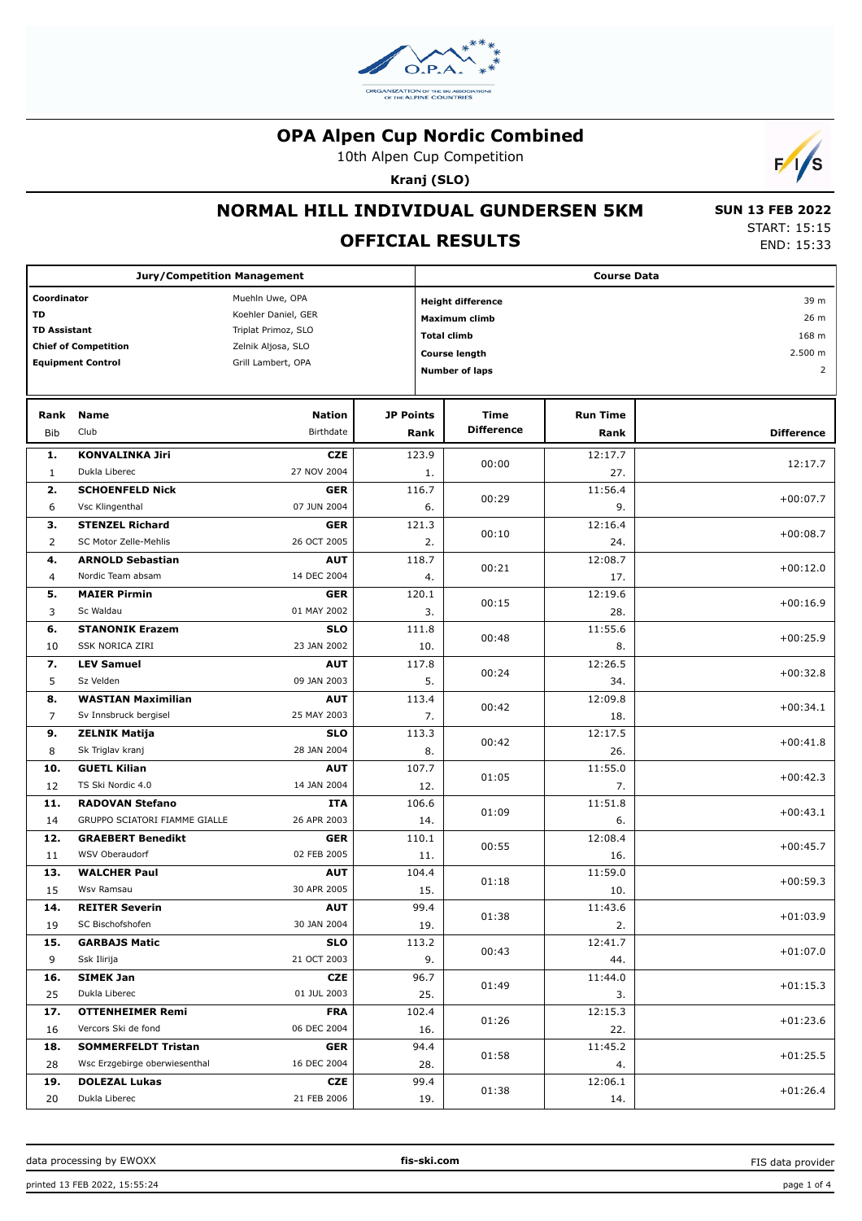# OPA Alpen Cup Nordic Combined

10th Alpen Cup Competition

**Kranj (SLO)**

## NORMAL HILL INDIVIDUAL GUNDERSEN 5KM

## OFFICIAL RESULTS

**SUN 13 FEB 2022**
START: 15:15
END: 15:33

| Jury/Competition Management | |
|---|---|
| **Coordinator** | Muehln Uwe, OPA |
| **TD** | Koehler Daniel, GER |
| **TD Assistant** | Triplat Primoz, SLO |
| **Chief of Competition** | Zelnik Aljosa, SLO |
| **Equipment Control** | Grill Lambert, OPA |

| Course Data | |
|---|---|
| **Height difference** | 39 m |
| **Maximum climb** | 26 m |
| **Total climb** | 168 m |
| **Course length** | 2.500 m |
| **Number of laps** | 2 |

| Rank | Bib | Name | Club | Nation | Birthdate | JP Points | JP Rank | Time Difference | Run Time | Run Rank | Difference |
|---|---|---|---|---|---|---|---|---|---|---|---|
| 1. | 1 | **KONVALINKA Jiri** | Dukla Liberec | **CZE** | 27 NOV 2004 | 123.9 | 1. | 00:00 | 12:17.7 | 27. | 12:17.7 |
| 2. | 6 | **SCHOENFELD Nick** | Vsc Klingenthal | **GER** | 07 JUN 2004 | 116.7 | 6. | 00:29 | 11:56.4 | 9. | +00:07.7 |
| 3. | 2 | **STENZEL Richard** | SC Motor Zelle-Mehlis | **GER** | 26 OCT 2005 | 121.3 | 2. | 00:10 | 12:16.4 | 24. | +00:08.7 |
| 4. | 4 | **ARNOLD Sebastian** | Nordic Team absam | **AUT** | 14 DEC 2004 | 118.7 | 4. | 00:21 | 12:08.7 | 17. | +00:12.0 |
| 5. | 3 | **MAIER Pirmin** | Sc Waldau | **GER** | 01 MAY 2002 | 120.1 | 3. | 00:15 | 12:19.6 | 28. | +00:16.9 |
| 6. | 10 | **STANONIK Erazem** | SSK NORICA ZIRI | **SLO** | 23 JAN 2002 | 111.8 | 10. | 00:48 | 11:55.6 | 8. | +00:25.9 |
| 7. | 5 | **LEV Samuel** | Sz Velden | **AUT** | 09 JAN 2003 | 117.8 | 5. | 00:24 | 12:26.5 | 34. | +00:32.8 |
| 8. | 7 | **WASTIAN Maximilian** | Sv Innsbruck bergisel | **AUT** | 25 MAY 2003 | 113.4 | 7. | 00:42 | 12:09.8 | 18. | +00:34.1 |
| 9. | 8 | **ZELNIK Matija** | Sk Triglav kranj | **SLO** | 28 JAN 2004 | 113.3 | 8. | 00:42 | 12:17.5 | 26. | +00:41.8 |
| 10. | 12 | **GUETL Kilian** | TS Ski Nordic 4.0 | **AUT** | 14 JAN 2004 | 107.7 | 12. | 01:05 | 11:55.0 | 7. | +00:42.3 |
| 11. | 14 | **RADOVAN Stefano** | GRUPPO SCIATORI FIAMME GIALLE | **ITA** | 26 APR 2003 | 106.6 | 14. | 01:09 | 11:51.8 | 6. | +00:43.1 |
| 12. | 11 | **GRAEBERT Benedikt** | WSV Oberaudorf | **GER** | 02 FEB 2005 | 110.1 | 11. | 00:55 | 12:08.4 | 16. | +00:45.7 |
| 13. | 15 | **WALCHER Paul** | Wsv Ramsau | **AUT** | 30 APR 2005 | 104.4 | 15. | 01:18 | 11:59.0 | 10. | +00:59.3 |
| 14. | 19 | **REITER Severin** | SC Bischofshofen | **AUT** | 30 JAN 2004 | 99.4 | 19. | 01:38 | 11:43.6 | 2. | +01:03.9 |
| 15. | 9 | **GARBAJS Matic** | Ssk Ilirija | **SLO** | 21 OCT 2003 | 113.2 | 9. | 00:43 | 12:41.7 | 44. | +01:07.0 |
| 16. | 25 | **SIMEK Jan** | Dukla Liberec | **CZE** | 01 JUL 2003 | 96.7 | 25. | 01:49 | 11:44.0 | 3. | +01:15.3 |
| 17. | 16 | **OTTENHEIMER Remi** | Vercors Ski de fond | **FRA** | 06 DEC 2004 | 102.4 | 16. | 01:26 | 12:15.3 | 22. | +01:23.6 |
| 18. | 28 | **SOMMERFELDT Tristan** | Wsc Erzgebirge oberwiesenthal | **GER** | 16 DEC 2004 | 94.4 | 28. | 01:58 | 11:45.2 | 4. | +01:25.5 |
| 19. | 20 | **DOLEZAL Lukas** | Dukla Liberec | **CZE** | 21 FEB 2006 | 99.4 | 19. | 01:38 | 12:06.1 | 14. | +01:26.4 |

data processing by EWOXX | **fis-ski.com** | FIS data provider

printed 13 FEB 2022, 15:55:24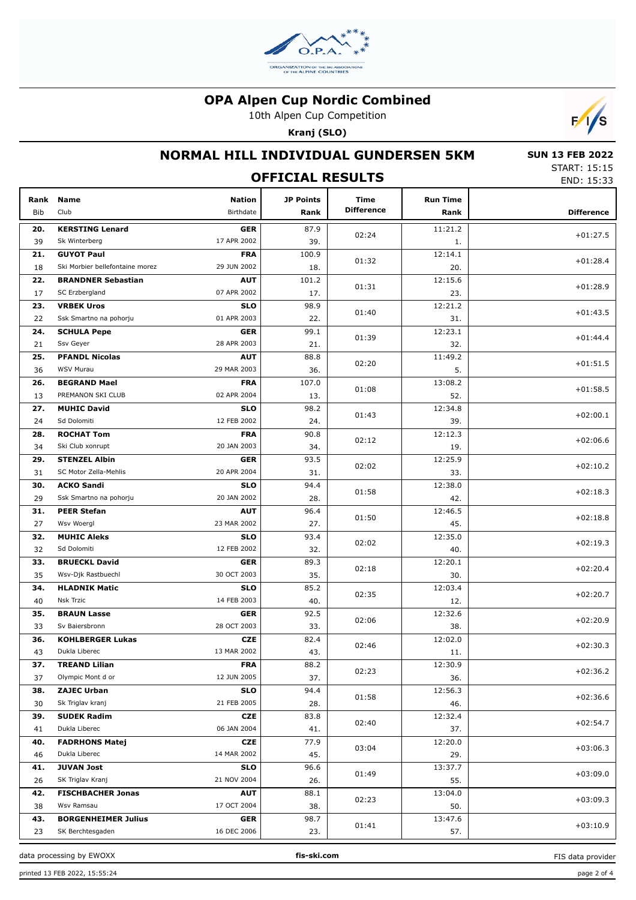# OPA Alpen Cup Nordic Combined

10th Alpen Cup Competition

**Kranj (SLO)**

## NORMAL HILL INDIVIDUAL GUNDERSEN 5KM

**SUN 13 FEB 2022**

START: 15:15

END: 15:33

### OFFICIAL RESULTS

| Rank / Bib | Name / Club | Nation / Birthdate | JP Points / Rank | Time Difference | Run Time / Rank | Difference |
|---|---|---|---|---|---|---|
| **20.** / 39 | **KERSTING Lenard** / Sk Winterberg | **GER** / 17 APR 2002 | 87.9 / 39. | 02:24 | 11:21.2 / 1. | +01:27.5 |
| **21.** / 18 | **GUYOT Paul** / Ski Morbier bellefontaine morez | **FRA** / 29 JUN 2002 | 100.9 / 18. | 01:32 | 12:14.1 / 20. | +01:28.4 |
| **22.** / 17 | **BRANDNER Sebastian** / SC Erzbergland | **AUT** / 07 APR 2002 | 101.2 / 17. | 01:31 | 12:15.6 / 23. | +01:28.9 |
| **23.** / 22 | **VRBEK Uros** / Ssk Smartno na pohorju | **SLO** / 01 APR 2003 | 98.9 / 22. | 01:40 | 12:21.2 / 31. | +01:43.5 |
| **24.** / 21 | **SCHULA Pepe** / Ssv Geyer | **GER** / 28 APR 2003 | 99.1 / 21. | 01:39 | 12:23.1 / 32. | +01:44.4 |
| **25.** / 36 | **PFANDL Nicolas** / WSV Murau | **AUT** / 29 MAR 2003 | 88.8 / 36. | 02:20 | 11:49.2 / 5. | +01:51.5 |
| **26.** / 13 | **BEGRAND Mael** / PREMANON SKI CLUB | **FRA** / 02 APR 2004 | 107.0 / 13. | 01:08 | 13:08.2 / 52. | +01:58.5 |
| **27.** / 24 | **MUHIC David** / Sd Dolomiti | **SLO** / 12 FEB 2002 | 98.2 / 24. | 01:43 | 12:34.8 / 39. | +02:00.1 |
| **28.** / 34 | **ROCHAT Tom** / Ski Club xonrupt | **FRA** / 20 JAN 2003 | 90.8 / 34. | 02:12 | 12:12.3 / 19. | +02:06.6 |
| **29.** / 31 | **STENZEL Albin** / SC Motor Zella-Mehlis | **GER** / 20 APR 2004 | 93.5 / 31. | 02:02 | 12:25.9 / 33. | +02:10.2 |
| **30.** / 29 | **ACKO Sandi** / Ssk Smartno na pohorju | **SLO** / 20 JAN 2002 | 94.4 / 28. | 01:58 | 12:38.0 / 42. | +02:18.3 |
| **31.** / 27 | **PEER Stefan** / Wsv Woergl | **AUT** / 23 MAR 2002 | 96.4 / 27. | 01:50 | 12:46.5 / 45. | +02:18.8 |
| **32.** / 32 | **MUHIC Aleks** / Sd Dolomiti | **SLO** / 12 FEB 2002 | 93.4 / 32. | 02:02 | 12:35.0 / 40. | +02:19.3 |
| **33.** / 35 | **BRUECKL David** / Wsv-Djk Rastbuechl | **GER** / 30 OCT 2003 | 89.3 / 35. | 02:18 | 12:20.1 / 30. | +02:20.4 |
| **34.** / 40 | **HLADNIK Matic** / Nsk Trzic | **SLO** / 14 FEB 2003 | 85.2 / 40. | 02:35 | 12:03.4 / 12. | +02:20.7 |
| **35.** / 33 | **BRAUN Lasse** / Sv Baiersbronn | **GER** / 28 OCT 2003 | 92.5 / 33. | 02:06 | 12:32.6 / 38. | +02:20.9 |
| **36.** / 43 | **KOHLBERGER Lukas** / Dukla Liberec | **CZE** / 13 MAR 2002 | 82.4 / 43. | 02:46 | 12:02.0 / 11. | +02:30.3 |
| **37.** / 37 | **TREAND Lilian** / Olympic Mont d or | **FRA** / 12 JUN 2005 | 88.2 / 37. | 02:23 | 12:30.9 / 36. | +02:36.2 |
| **38.** / 30 | **ZAJEC Urban** / Sk Triglav kranj | **SLO** / 21 FEB 2005 | 94.4 / 28. | 01:58 | 12:56.3 / 46. | +02:36.6 |
| **39.** / 41 | **SUDEK Radim** / Dukla Liberec | **CZE** / 06 JAN 2004 | 83.8 / 41. | 02:40 | 12:32.4 / 37. | +02:54.7 |
| **40.** / 46 | **FADRHONS Matej** / Dukla Liberec | **CZE** / 14 MAR 2002 | 77.9 / 45. | 03:04 | 12:20.0 / 29. | +03:06.3 |
| **41.** / 26 | **JUVAN Jost** / SK Triglav Kranj | **SLO** / 21 NOV 2004 | 96.6 / 26. | 01:49 | 13:37.7 / 55. | +03:09.0 |
| **42.** / 38 | **FISCHBACHER Jonas** / Wsv Ramsau | **AUT** / 17 OCT 2004 | 88.1 / 38. | 02:23 | 13:04.0 / 50. | +03:09.3 |
| **43.** / 23 | **BORGENHEIMER Julius** / SK Berchtesgaden | **GER** / 16 DEC 2006 | 98.7 / 23. | 01:41 | 13:47.6 / 57. | +03:10.9 |

data processing by EWOXX | fis-ski.com | FIS data provider

printed 13 FEB 2022, 15:55:24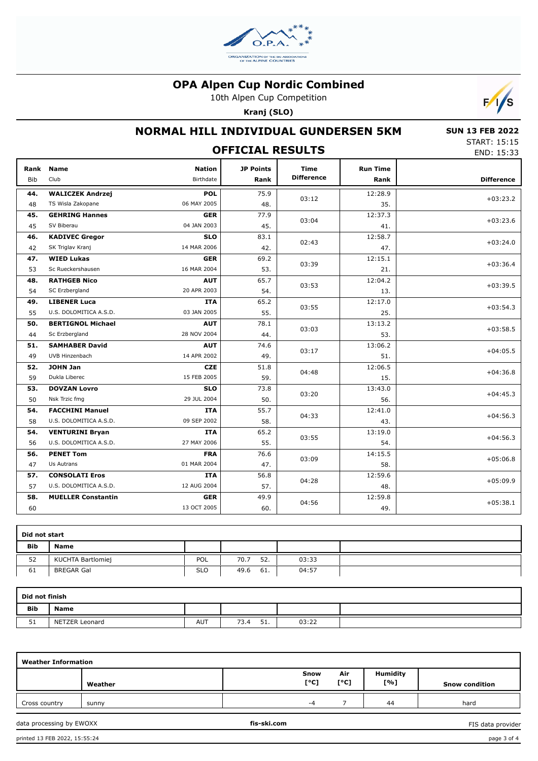# OPA Alpen Cup Nordic Combined

10th Alpen Cup Competition

**Kranj (SLO)**

## NORMAL HILL INDIVIDUAL GUNDERSEN 5KM

**SUN 13 FEB 2022**
START: 15:15
END: 15:33

### OFFICIAL RESULTS

| Rank | Bib | Name | Club | Nation | Birthdate | JP Points | JP Rank | Time Difference | Run Time | Run Time Rank | Difference |
|---|---|---|---|---|---|---|---|---|---|---|---|
| 44. | 48 | WALICZEK Andrzej | TS Wisla Zakopane | POL | 06 MAY 2005 | 75.9 | 48. | 03:12 | 12:28.9 | 35. | +03:23.2 |
| 45. | 45 | GEHRING Hannes | SV Biberau | GER | 04 JAN 2003 | 77.9 | 45. | 03:04 | 12:37.3 | 41. | +03:23.6 |
| 46. | 42 | KADIVEC Gregor | SK Triglav Kranj | SLO | 14 MAR 2006 | 83.1 | 42. | 02:43 | 12:58.7 | 47. | +03:24.0 |
| 47. | 53 | WIED Lukas | Sc Rueckershausen | GER | 16 MAR 2004 | 69.2 | 53. | 03:39 | 12:15.1 | 21. | +03:36.4 |
| 48. | 54 | RATHGEB Nico | SC Erzbergland | AUT | 20 APR 2003 | 65.7 | 54. | 03:53 | 12:04.2 | 13. | +03:39.5 |
| 49. | 55 | LIBENER Luca | U.S. DOLOMITICA A.S.D. | ITA | 03 JAN 2005 | 65.2 | 55. | 03:55 | 12:17.0 | 25. | +03:54.3 |
| 50. | 44 | BERTIGNOL Michael | Sc Erzbergland | AUT | 28 NOV 2004 | 78.1 | 44. | 03:03 | 13:13.2 | 53. | +03:58.5 |
| 51. | 49 | SAMHABER David | UVB Hinzenbach | AUT | 14 APR 2002 | 74.6 | 49. | 03:17 | 13:06.2 | 51. | +04:05.5 |
| 52. | 59 | JOHN Jan | Dukla Liberec | CZE | 15 FEB 2005 | 51.8 | 59. | 04:48 | 12:06.5 | 15. | +04:36.8 |
| 53. | 50 | DOVZAN Lovro | Nsk Trzic fmg | SLO | 29 JUL 2004 | 73.8 | 50. | 03:20 | 13:43.0 | 56. | +04:45.3 |
| 54. | 58 | FACCHINI Manuel | U.S. DOLOMITICA A.S.D. | ITA | 09 SEP 2002 | 55.7 | 58. | 04:33 | 12:41.0 | 43. | +04:56.3 |
| 54. | 56 | VENTURINI Bryan | U.S. DOLOMITICA A.S.D. | ITA | 27 MAY 2006 | 65.2 | 55. | 03:55 | 13:19.0 | 54. | +04:56.3 |
| 56. | 47 | PENET Tom | Us Autrans | FRA | 01 MAR 2004 | 76.6 | 47. | 03:09 | 14:15.5 | 58. | +05:06.8 |
| 57. | 57 | CONSOLATI Eros | U.S. DOLOMITICA A.S.D. | ITA | 12 AUG 2004 | 56.8 | 57. | 04:28 | 12:59.6 | 48. | +05:09.9 |
| 58. | 60 | MUELLER Constantin | | GER | 13 OCT 2005 | 49.9 | 60. | 04:56 | 12:59.8 | 49. | +05:38.1 |

### Did not start

| Bib | Name | Nation | JP Points | JP Rank | Time Difference |
|---|---|---|---|---|---|
| 52 | KUCHTA Bartlomiej | POL | 70.7 | 52. | 03:33 |
| 61 | BREGAR Gal | SLO | 49.6 | 61. | 04:57 |

### Did not finish

| Bib | Name | Nation | JP Points | JP Rank | Time Difference |
|---|---|---|---|---|---|
| 51 | NETZER Leonard | AUT | 73.4 | 51. | 03:22 |

### Weather Information

| | Weather | Snow [°C] | Air [°C] | Humidity [%] | Snow condition |
|---|---|---|---|---|---|
| Cross country | sunny | -4 | 7 | 44 | hard |

data processing by EWOXX | fis-ski.com | FIS data provider

printed 13 FEB 2022, 15:55:24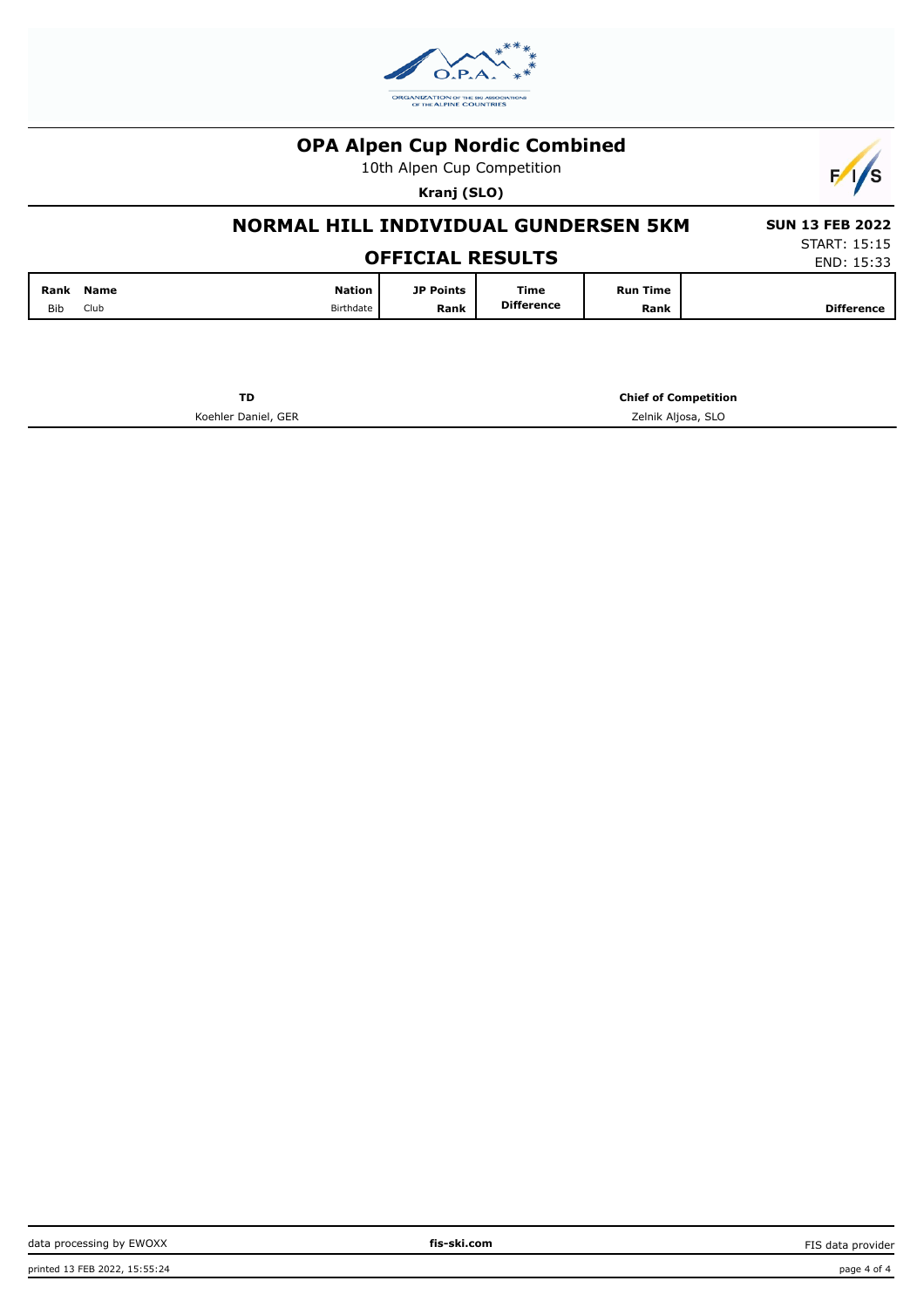# OPA Alpen Cup Nordic Combined

10th Alpen Cup Competition

**Kranj (SLO)**

## NORMAL HILL INDIVIDUAL GUNDERSEN 5KM

**SUN 13 FEB 2022**

START: 15:15

END: 15:33

## OFFICIAL RESULTS

| Rank / Bib | Name / Club | Nation / Birthdate | JP Points / Rank | Time Difference | Run Time / Rank | Difference |
|---|---|---|---|---|---|---|

| TD | Chief of Competition |
|---|---|
| Koehler Daniel, GER | Zelnik Aljosa, SLO |

data processing by EWOXX

fis-ski.com

FIS data provider

printed 13 FEB 2022, 15:55:24